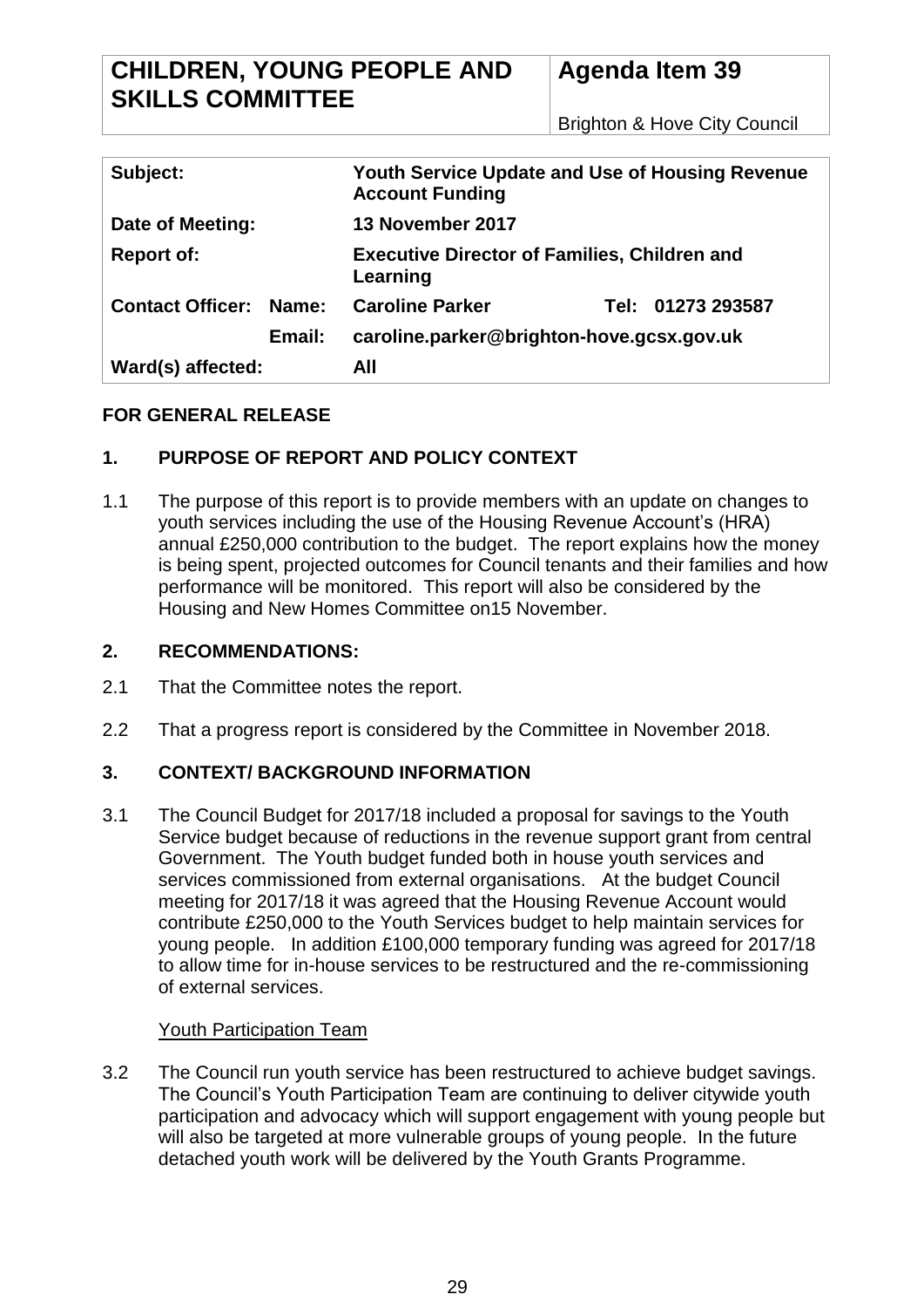| CHILDREN, YOUNG PEOPLE AND SKILLS COMMITTEE | Agenda Item 39 |
| --- | --- |
| | Brighton & Hove City Council |

| | | | |
| --- | --- | --- | --- |
| **Subject:** | | **Youth Service Update and Use of Housing Revenue Account Funding** | |
| **Date of Meeting:** | | **13 November 2017** | |
| **Report of:** | | **Executive Director of Families, Children and Learning** | |
| **Contact Officer:** | **Name:** | **Caroline Parker** | **Tel: 01273 293587** |
| | **Email:** | **caroline.parker@brighton-hove.gcsx.gov.uk** | |
| **Ward(s) affected:** | | **All** | |

**FOR GENERAL RELEASE**

## 1. PURPOSE OF REPORT AND POLICY CONTEXT

1.1 The purpose of this report is to provide members with an update on changes to youth services including the use of the Housing Revenue Account's (HRA) annual £250,000 contribution to the budget. The report explains how the money is being spent, projected outcomes for Council tenants and their families and how performance will be monitored. This report will also be considered by the Housing and New Homes Committee on15 November.

## 2. RECOMMENDATIONS:

2.1 That the Committee notes the report.

2.2 That a progress report is considered by the Committee in November 2018.

## 3. CONTEXT/ BACKGROUND INFORMATION

3.1 The Council Budget for 2017/18 included a proposal for savings to the Youth Service budget because of reductions in the revenue support grant from central Government. The Youth budget funded both in house youth services and services commissioned from external organisations. At the budget Council meeting for 2017/18 it was agreed that the Housing Revenue Account would contribute £250,000 to the Youth Services budget to help maintain services for young people. In addition £100,000 temporary funding was agreed for 2017/18 to allow time for in-house services to be restructured and the re-commissioning of external services.

Youth Participation Team

3.2 The Council run youth service has been restructured to achieve budget savings. The Council's Youth Participation Team are continuing to deliver citywide youth participation and advocacy which will support engagement with young people but will also be targeted at more vulnerable groups of young people. In the future detached youth work will be delivered by the Youth Grants Programme.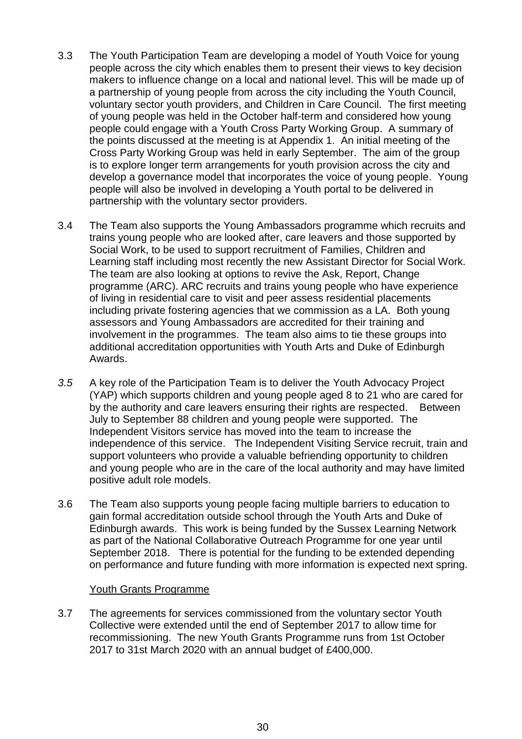3.3 The Youth Participation Team are developing a model of Youth Voice for young people across the city which enables them to present their views to key decision makers to influence change on a local and national level. This will be made up of a partnership of young people from across the city including the Youth Council, voluntary sector youth providers, and Children in Care Council. The first meeting of young people was held in the October half-term and considered how young people could engage with a Youth Cross Party Working Group. A summary of the points discussed at the meeting is at Appendix 1. An initial meeting of the Cross Party Working Group was held in early September. The aim of the group is to explore longer term arrangements for youth provision across the city and develop a governance model that incorporates the voice of young people. Young people will also be involved in developing a Youth portal to be delivered in partnership with the voluntary sector providers.

3.4 The Team also supports the Young Ambassadors programme which recruits and trains young people who are looked after, care leavers and those supported by Social Work, to be used to support recruitment of Families, Children and Learning staff including most recently the new Assistant Director for Social Work. The team are also looking at options to revive the Ask, Report, Change programme (ARC). ARC recruits and trains young people who have experience of living in residential care to visit and peer assess residential placements including private fostering agencies that we commission as a LA. Both young assessors and Young Ambassadors are accredited for their training and involvement in the programmes. The team also aims to tie these groups into additional accreditation opportunities with Youth Arts and Duke of Edinburgh Awards.

*3.5* A key role of the Participation Team is to deliver the Youth Advocacy Project (YAP) which supports children and young people aged 8 to 21 who are cared for by the authority and care leavers ensuring their rights are respected. Between July to September 88 children and young people were supported. The Independent Visitors service has moved into the team to increase the independence of this service. The Independent Visiting Service recruit, train and support volunteers who provide a valuable befriending opportunity to children and young people who are in the care of the local authority and may have limited positive adult role models.

3.6 The Team also supports young people facing multiple barriers to education to gain formal accreditation outside school through the Youth Arts and Duke of Edinburgh awards. This work is being funded by the Sussex Learning Network as part of the National Collaborative Outreach Programme for one year until September 2018. There is potential for the funding to be extended depending on performance and future funding with more information is expected next spring.

<u>Youth Grants Programme</u>

3.7 The agreements for services commissioned from the voluntary sector Youth Collective were extended until the end of September 2017 to allow time for recommissioning. The new Youth Grants Programme runs from 1st October 2017 to 31st March 2020 with an annual budget of £400,000.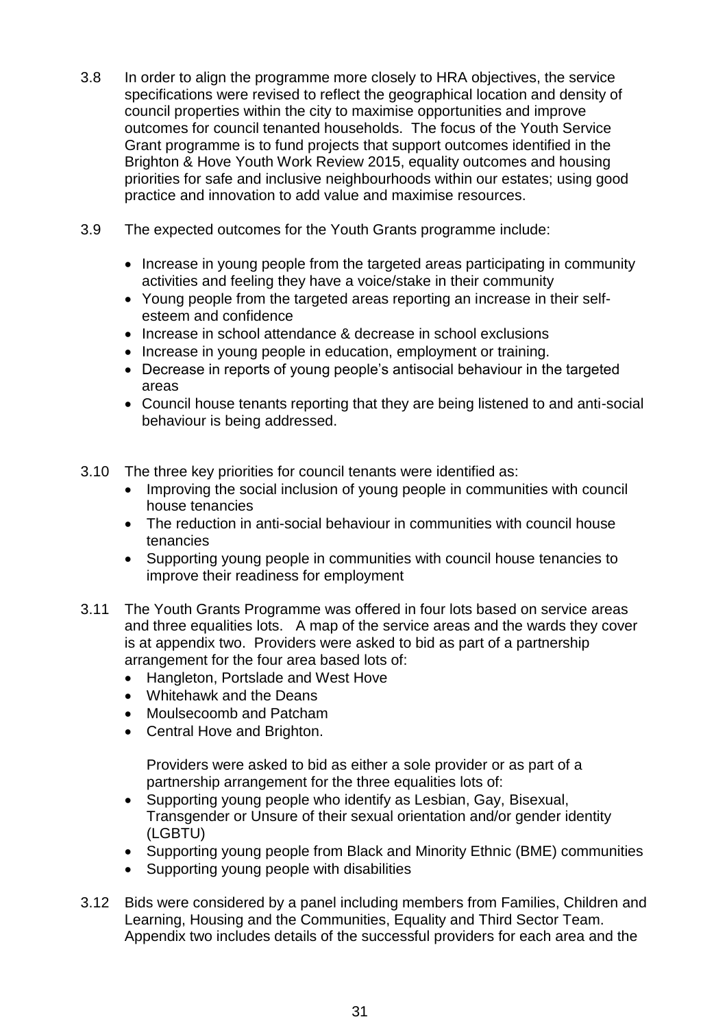3.8 In order to align the programme more closely to HRA objectives, the service specifications were revised to reflect the geographical location and density of council properties within the city to maximise opportunities and improve outcomes for council tenanted households. The focus of the Youth Service Grant programme is to fund projects that support outcomes identified in the Brighton & Hove Youth Work Review 2015, equality outcomes and housing priorities for safe and inclusive neighbourhoods within our estates; using good practice and innovation to add value and maximise resources.

3.9 The expected outcomes for the Youth Grants programme include:

- Increase in young people from the targeted areas participating in community activities and feeling they have a voice/stake in their community
- Young people from the targeted areas reporting an increase in their self-esteem and confidence
- Increase in school attendance & decrease in school exclusions
- Increase in young people in education, employment or training.
- Decrease in reports of young people's antisocial behaviour in the targeted areas
- Council house tenants reporting that they are being listened to and anti-social behaviour is being addressed.

3.10 The three key priorities for council tenants were identified as:

- Improving the social inclusion of young people in communities with council house tenancies
- The reduction in anti-social behaviour in communities with council house tenancies
- Supporting young people in communities with council house tenancies to improve their readiness for employment

3.11 The Youth Grants Programme was offered in four lots based on service areas and three equalities lots. A map of the service areas and the wards they cover is at appendix two. Providers were asked to bid as part of a partnership arrangement for the four area based lots of:

- Hangleton, Portslade and West Hove
- Whitehawk and the Deans
- Moulsecoomb and Patcham
- Central Hove and Brighton.

Providers were asked to bid as either a sole provider or as part of a partnership arrangement for the three equalities lots of:

- Supporting young people who identify as Lesbian, Gay, Bisexual, Transgender or Unsure of their sexual orientation and/or gender identity (LGBTU)
- Supporting young people from Black and Minority Ethnic (BME) communities
- Supporting young people with disabilities

3.12 Bids were considered by a panel including members from Families, Children and Learning, Housing and the Communities, Equality and Third Sector Team. Appendix two includes details of the successful providers for each area and the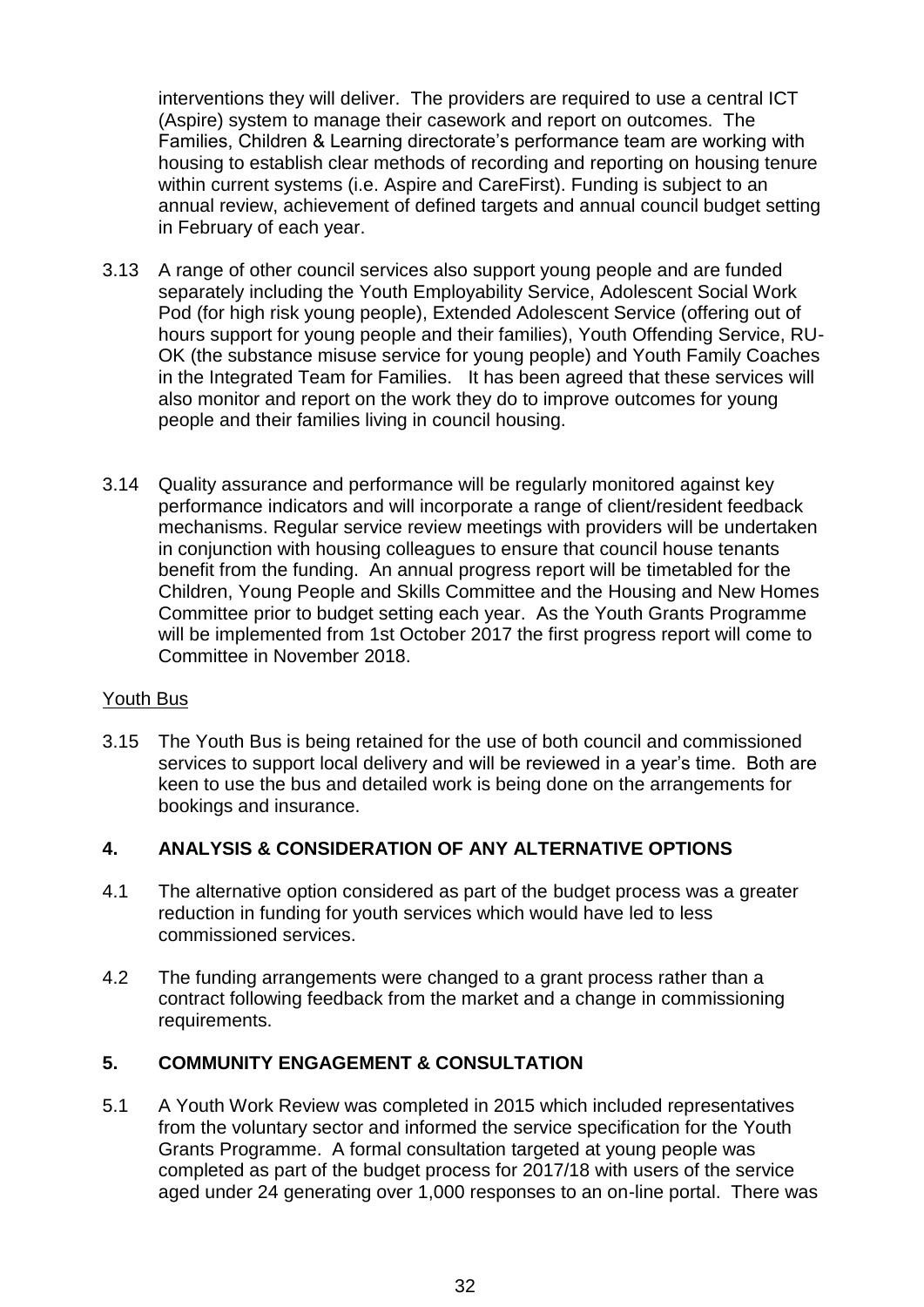interventions they will deliver. The providers are required to use a central ICT (Aspire) system to manage their casework and report on outcomes. The Families, Children & Learning directorate's performance team are working with housing to establish clear methods of recording and reporting on housing tenure within current systems (i.e. Aspire and CareFirst). Funding is subject to an annual review, achievement of defined targets and annual council budget setting in February of each year.

3.13 A range of other council services also support young people and are funded separately including the Youth Employability Service, Adolescent Social Work Pod (for high risk young people), Extended Adolescent Service (offering out of hours support for young people and their families), Youth Offending Service, RU-OK (the substance misuse service for young people) and Youth Family Coaches in the Integrated Team for Families. It has been agreed that these services will also monitor and report on the work they do to improve outcomes for young people and their families living in council housing.

3.14 Quality assurance and performance will be regularly monitored against key performance indicators and will incorporate a range of client/resident feedback mechanisms. Regular service review meetings with providers will be undertaken in conjunction with housing colleagues to ensure that council house tenants benefit from the funding. An annual progress report will be timetabled for the Children, Young People and Skills Committee and the Housing and New Homes Committee prior to budget setting each year. As the Youth Grants Programme will be implemented from 1st October 2017 the first progress report will come to Committee in November 2018.

Youth Bus

3.15 The Youth Bus is being retained for the use of both council and commissioned services to support local delivery and will be reviewed in a year's time. Both are keen to use the bus and detailed work is being done on the arrangements for bookings and insurance.

## 4. ANALYSIS & CONSIDERATION OF ANY ALTERNATIVE OPTIONS

4.1 The alternative option considered as part of the budget process was a greater reduction in funding for youth services which would have led to less commissioned services.

4.2 The funding arrangements were changed to a grant process rather than a contract following feedback from the market and a change in commissioning requirements.

## 5. COMMUNITY ENGAGEMENT & CONSULTATION

5.1 A Youth Work Review was completed in 2015 which included representatives from the voluntary sector and informed the service specification for the Youth Grants Programme. A formal consultation targeted at young people was completed as part of the budget process for 2017/18 with users of the service aged under 24 generating over 1,000 responses to an on-line portal. There was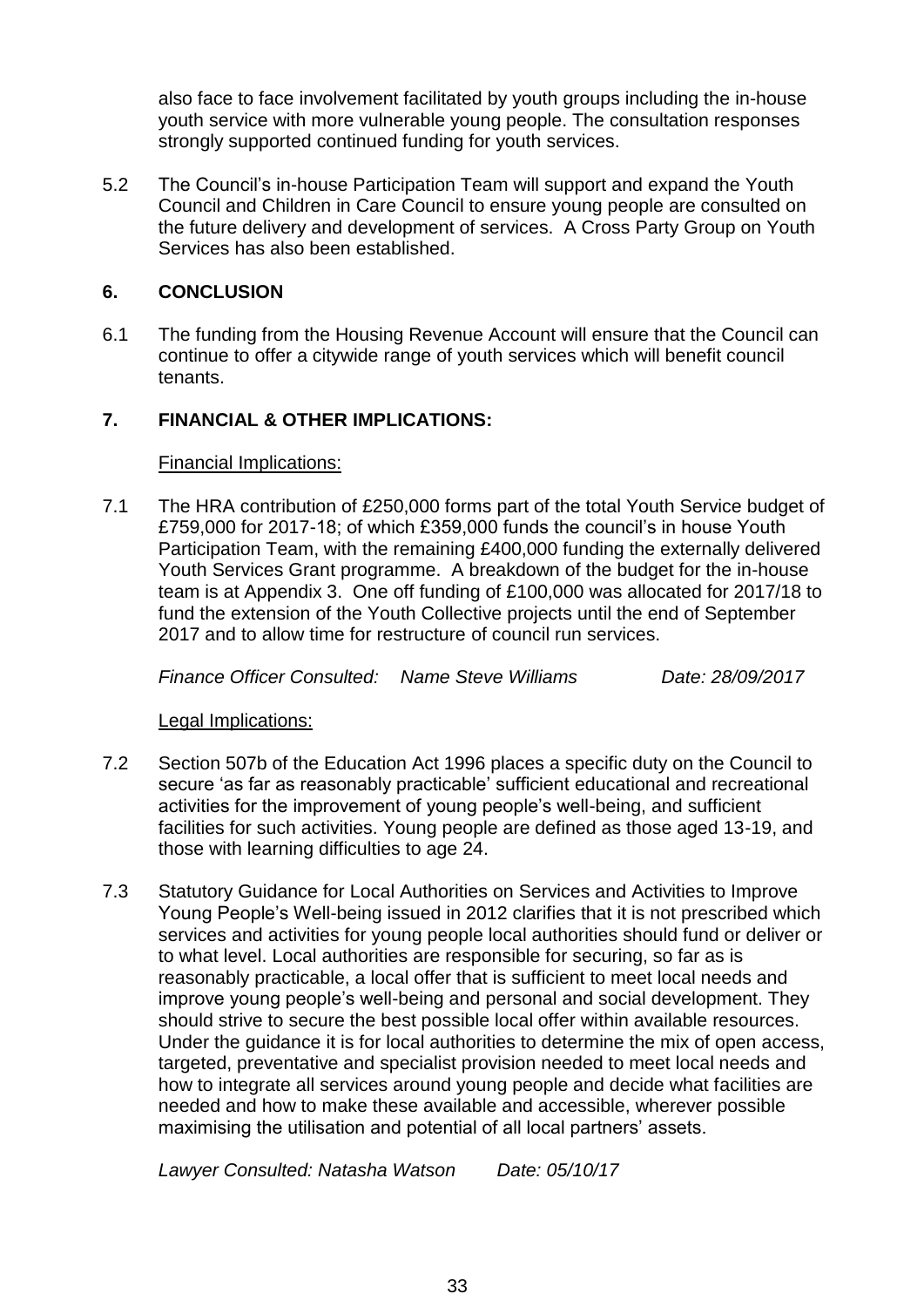also face to face involvement facilitated by youth groups including the in-house youth service with more vulnerable young people. The consultation responses strongly supported continued funding for youth services.

5.2 The Council's in-house Participation Team will support and expand the Youth Council and Children in Care Council to ensure young people are consulted on the future delivery and development of services. A Cross Party Group on Youth Services has also been established.

## 6. CONCLUSION

6.1 The funding from the Housing Revenue Account will ensure that the Council can continue to offer a citywide range of youth services which will benefit council tenants.

## 7. FINANCIAL & OTHER IMPLICATIONS:

Financial Implications:

7.1 The HRA contribution of £250,000 forms part of the total Youth Service budget of £759,000 for 2017-18; of which £359,000 funds the council's in house Youth Participation Team, with the remaining £400,000 funding the externally delivered Youth Services Grant programme. A breakdown of the budget for the in-house team is at Appendix 3. One off funding of £100,000 was allocated for 2017/18 to fund the extension of the Youth Collective projects until the end of September 2017 and to allow time for restructure of council run services.

*Finance Officer Consulted: Name Steve Williams Date: 28/09/2017*

Legal Implications:

7.2 Section 507b of the Education Act 1996 places a specific duty on the Council to secure 'as far as reasonably practicable' sufficient educational and recreational activities for the improvement of young people's well-being, and sufficient facilities for such activities. Young people are defined as those aged 13-19, and those with learning difficulties to age 24.

7.3 Statutory Guidance for Local Authorities on Services and Activities to Improve Young People's Well-being issued in 2012 clarifies that it is not prescribed which services and activities for young people local authorities should fund or deliver or to what level. Local authorities are responsible for securing, so far as is reasonably practicable, a local offer that is sufficient to meet local needs and improve young people's well-being and personal and social development. They should strive to secure the best possible local offer within available resources. Under the guidance it is for local authorities to determine the mix of open access, targeted, preventative and specialist provision needed to meet local needs and how to integrate all services around young people and decide what facilities are needed and how to make these available and accessible, wherever possible maximising the utilisation and potential of all local partners' assets.

*Lawyer Consulted: Natasha Watson Date: 05/10/17*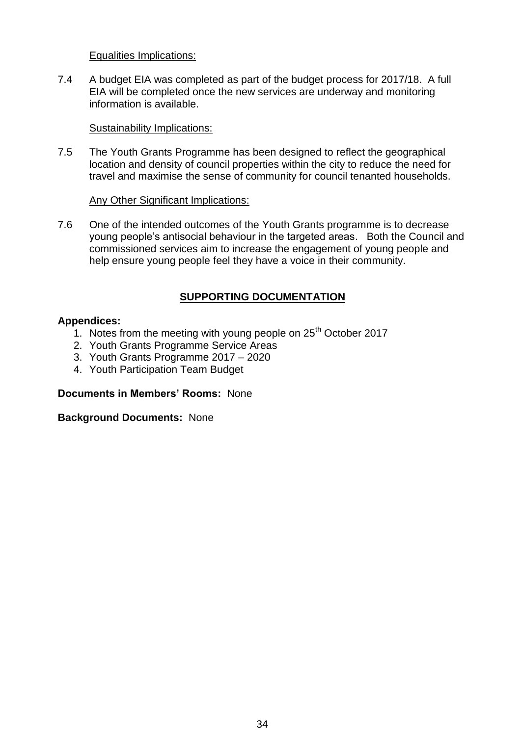Equalities Implications:

7.4 A budget EIA was completed as part of the budget process for 2017/18. A full EIA will be completed once the new services are underway and monitoring information is available.

Sustainability Implications:

7.5 The Youth Grants Programme has been designed to reflect the geographical location and density of council properties within the city to reduce the need for travel and maximise the sense of community for council tenanted households.

Any Other Significant Implications:

7.6 One of the intended outcomes of the Youth Grants programme is to decrease young people's antisocial behaviour in the targeted areas. Both the Council and commissioned services aim to increase the engagement of young people and help ensure young people feel they have a voice in their community.

## SUPPORTING DOCUMENTATION

**Appendices:**

1. Notes from the meeting with young people on 25th October 2017
2. Youth Grants Programme Service Areas
3. Youth Grants Programme 2017 – 2020
4. Youth Participation Team Budget

**Documents in Members' Rooms:** None

**Background Documents:** None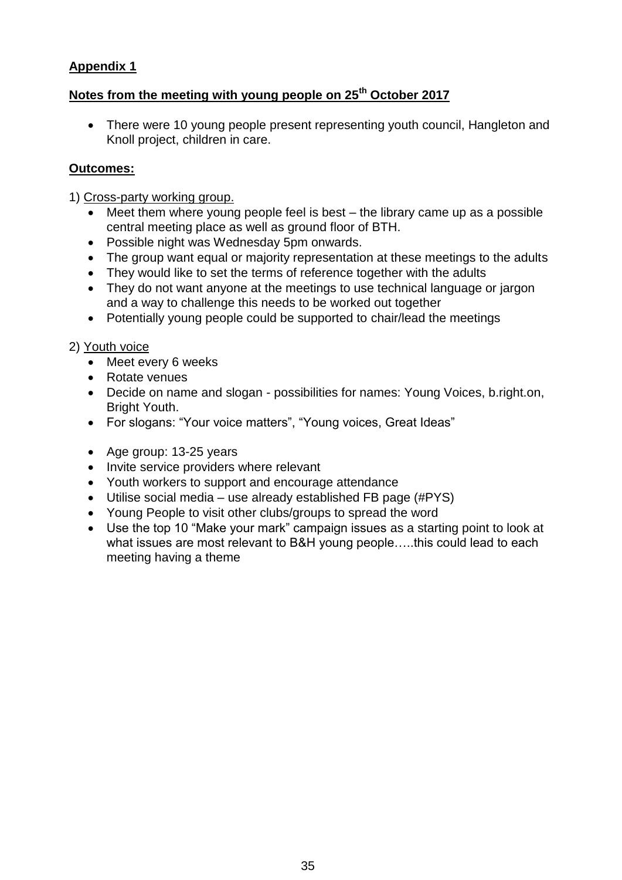**Appendix 1**

**Notes from the meeting with young people on 25th October 2017**

- There were 10 young people present representing youth council, Hangleton and Knoll project, children in care.

**Outcomes:**

1) Cross-party working group.

- Meet them where young people feel is best – the library came up as a possible central meeting place as well as ground floor of BTH.
- Possible night was Wednesday 5pm onwards.
- The group want equal or majority representation at these meetings to the adults
- They would like to set the terms of reference together with the adults
- They do not want anyone at the meetings to use technical language or jargon and a way to challenge this needs to be worked out together
- Potentially young people could be supported to chair/lead the meetings

2) Youth voice

- Meet every 6 weeks
- Rotate venues
- Decide on name and slogan - possibilities for names: Young Voices, b.right.on, Bright Youth.
- For slogans: “Your voice matters”, “Young voices, Great Ideas”

- Age group: 13-25 years
- Invite service providers where relevant
- Youth workers to support and encourage attendance
- Utilise social media – use already established FB page (#PYS)
- Young People to visit other clubs/groups to spread the word
- Use the top 10 “Make your mark” campaign issues as a starting point to look at what issues are most relevant to B&H young people…..this could lead to each meeting having a theme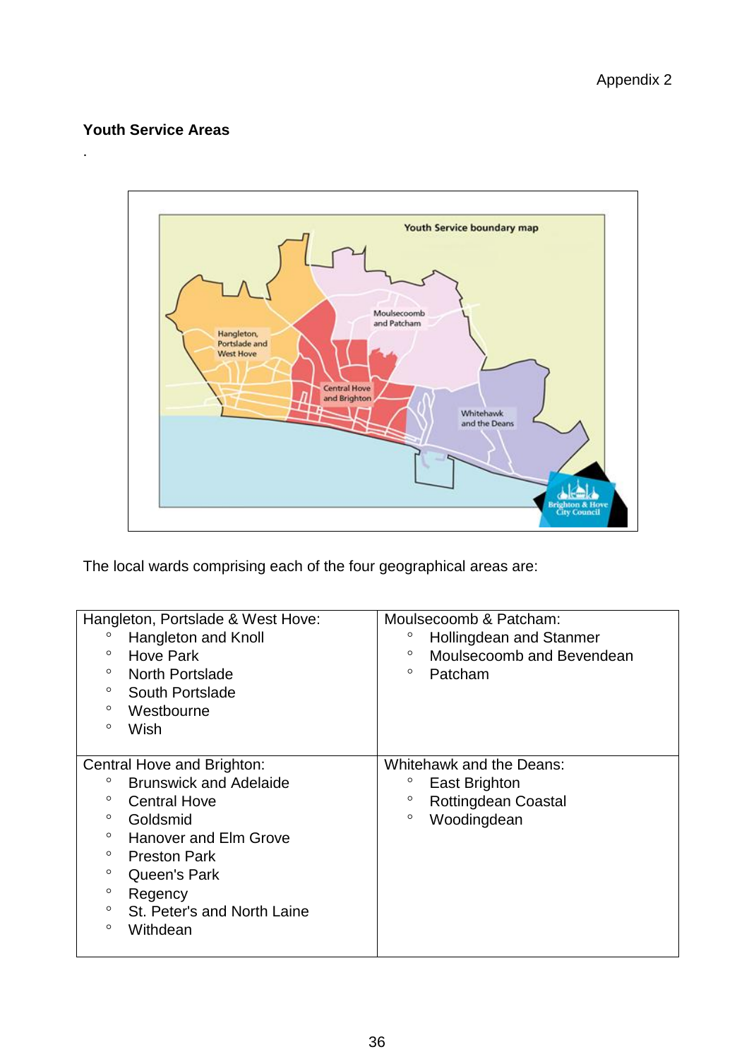Appendix 2

**Youth Service Areas**

.

Youth Service boundary map

Hangleton, Portslade and West Hove

Moulsecoomb and Patcham

Central Hove and Brighton

Whitehawk and the Deans

Brighton & Hove City Council

The local wards comprising each of the four geographical areas are:

| | |
|---|---|
| Hangleton, Portslade & West Hove:<br>◦ Hangleton and Knoll<br>◦ Hove Park<br>◦ North Portslade<br>◦ South Portslade<br>◦ Westbourne<br>◦ Wish | Moulsecoomb & Patcham:<br>◦ Hollingdean and Stanmer<br>◦ Moulsecoomb and Bevendean<br>◦ Patcham |
| Central Hove and Brighton:<br>◦ Brunswick and Adelaide<br>◦ Central Hove<br>◦ Goldsmid<br>◦ Hanover and Elm Grove<br>◦ Preston Park<br>◦ Queen's Park<br>◦ Regency<br>◦ St. Peter's and North Laine<br>◦ Withdean | Whitehawk and the Deans:<br>◦ East Brighton<br>◦ Rottingdean Coastal<br>◦ Woodingdean |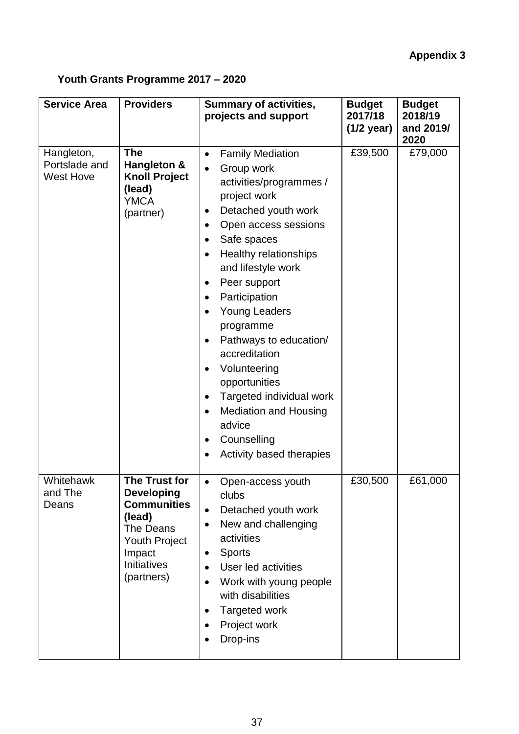**Appendix 3**

**Youth Grants Programme 2017 – 2020**

| Service Area | Providers | Summary of activities, projects and support | Budget 2017/18 (1/2 year) | Budget 2018/19 and 2019/ 2020 |
|---|---|---|---|---|
| Hangleton, Portslade and West Hove | **The Hangleton & Knoll Project (lead)** YMCA (partner) | • Family Mediation<br>• Group work activities/programmes / project work<br>• Detached youth work<br>• Open access sessions<br>• Safe spaces<br>• Healthy relationships and lifestyle work<br>• Peer support<br>• Participation<br>• Young Leaders programme<br>• Pathways to education/ accreditation<br>• Volunteering opportunities<br>• Targeted individual work<br>• Mediation and Housing advice<br>• Counselling<br>• Activity based therapies | £39,500 | £79,000 |
| Whitehawk and The Deans | **The Trust for Developing Communities (lead)** The Deans Youth Project Impact Initiatives (partners) | • Open-access youth clubs<br>• Detached youth work<br>• New and challenging activities<br>• Sports<br>• User led activities<br>• Work with young people with disabilities<br>• Targeted work<br>• Project work<br>• Drop-ins | £30,500 | £61,000 |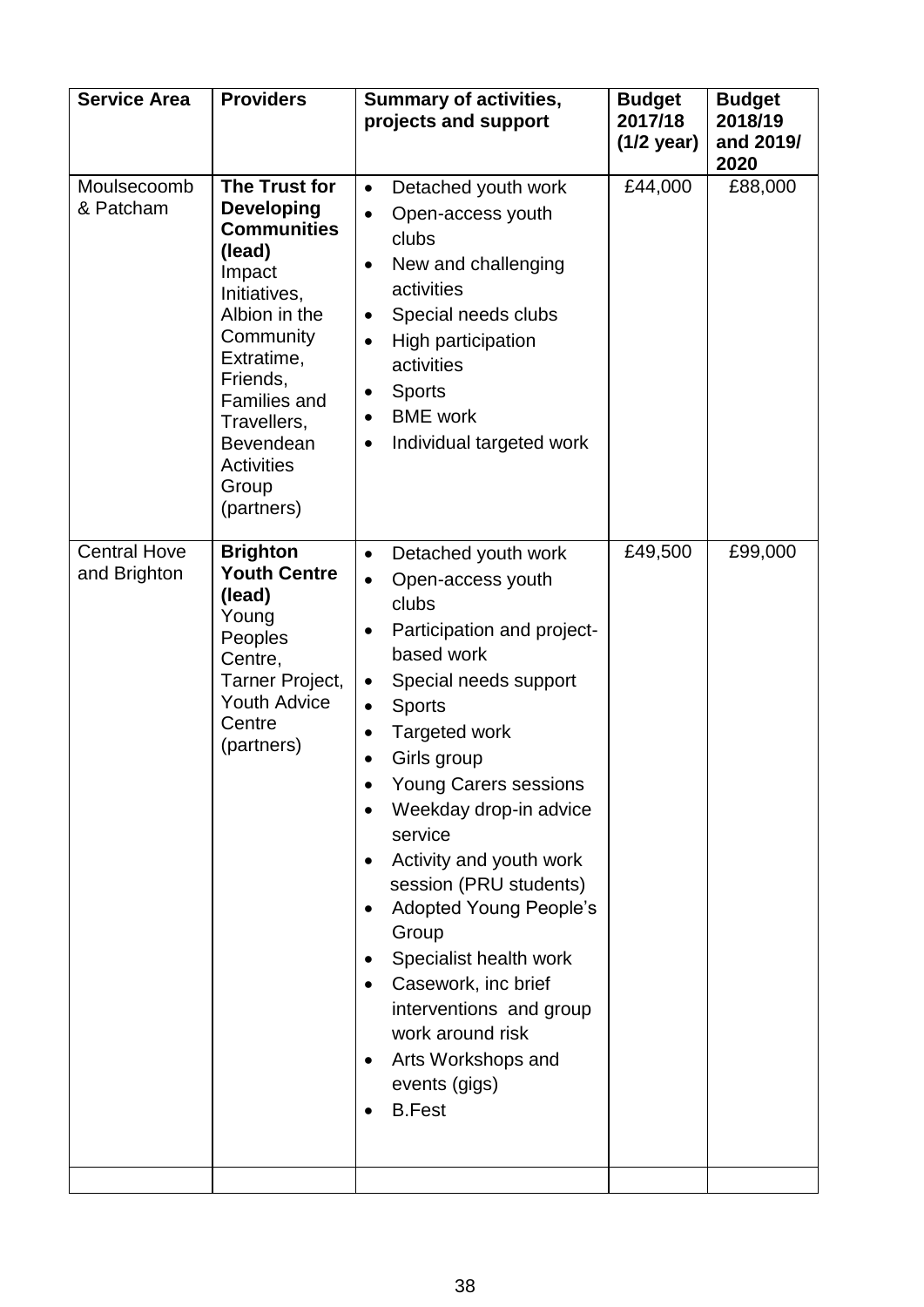| Service Area | Providers | Summary of activities, projects and support | Budget 2017/18 (1/2 year) | Budget 2018/19 and 2019/ 2020 |
|---|---|---|---|---|
| Moulsecoomb & Patcham | **The Trust for Developing Communities (lead)** Impact Initiatives, Albion in the Community Extratime, Friends, Families and Travellers, Bevendean Activities Group (partners) | • Detached youth work<br>• Open-access youth clubs<br>• New and challenging activities<br>• Special needs clubs<br>• High participation activities<br>• Sports<br>• BME work<br>• Individual targeted work | £44,000 | £88,000 |
| Central Hove and Brighton | **Brighton Youth Centre (lead)** Young Peoples Centre, Tarner Project, Youth Advice Centre (partners) | • Detached youth work<br>• Open-access youth clubs<br>• Participation and project-based work<br>• Special needs support<br>• Sports<br>• Targeted work<br>• Girls group<br>• Young Carers sessions<br>• Weekday drop-in advice service<br>• Activity and youth work session (PRU students)<br>• Adopted Young People's Group<br>• Specialist health work<br>• Casework, inc brief interventions and group work around risk<br>• Arts Workshops and events (gigs)<br>• B.Fest | £49,500 | £99,000 |
| | | | | |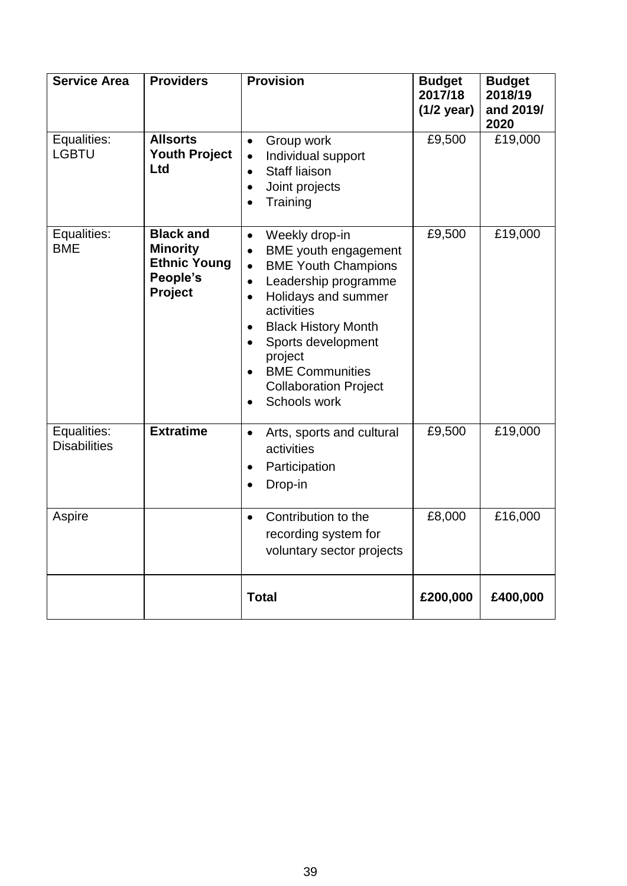| Service Area | Providers | Provision | Budget 2017/18 (1/2 year) | Budget 2018/19 and 2019/ 2020 |
| --- | --- | --- | --- | --- |
| Equalities: LGBTU | **Allsorts Youth Project Ltd** | • Group work<br>• Individual support<br>• Staff liaison<br>• Joint projects<br>• Training | £9,500 | £19,000 |
| Equalities: BME | **Black and Minority Ethnic Young People's Project** | • Weekly drop-in<br>• BME youth engagement<br>• BME Youth Champions<br>• Leadership programme<br>• Holidays and summer activities<br>• Black History Month<br>• Sports development project<br>• BME Communities Collaboration Project<br>• Schools work | £9,500 | £19,000 |
| Equalities: Disabilities | **Extratime** | • Arts, sports and cultural activities<br>• Participation<br>• Drop-in | £9,500 | £19,000 |
| Aspire | | • Contribution to the recording system for voluntary sector projects | £8,000 | £16,000 |
| | | **Total** | **£200,000** | **£400,000** |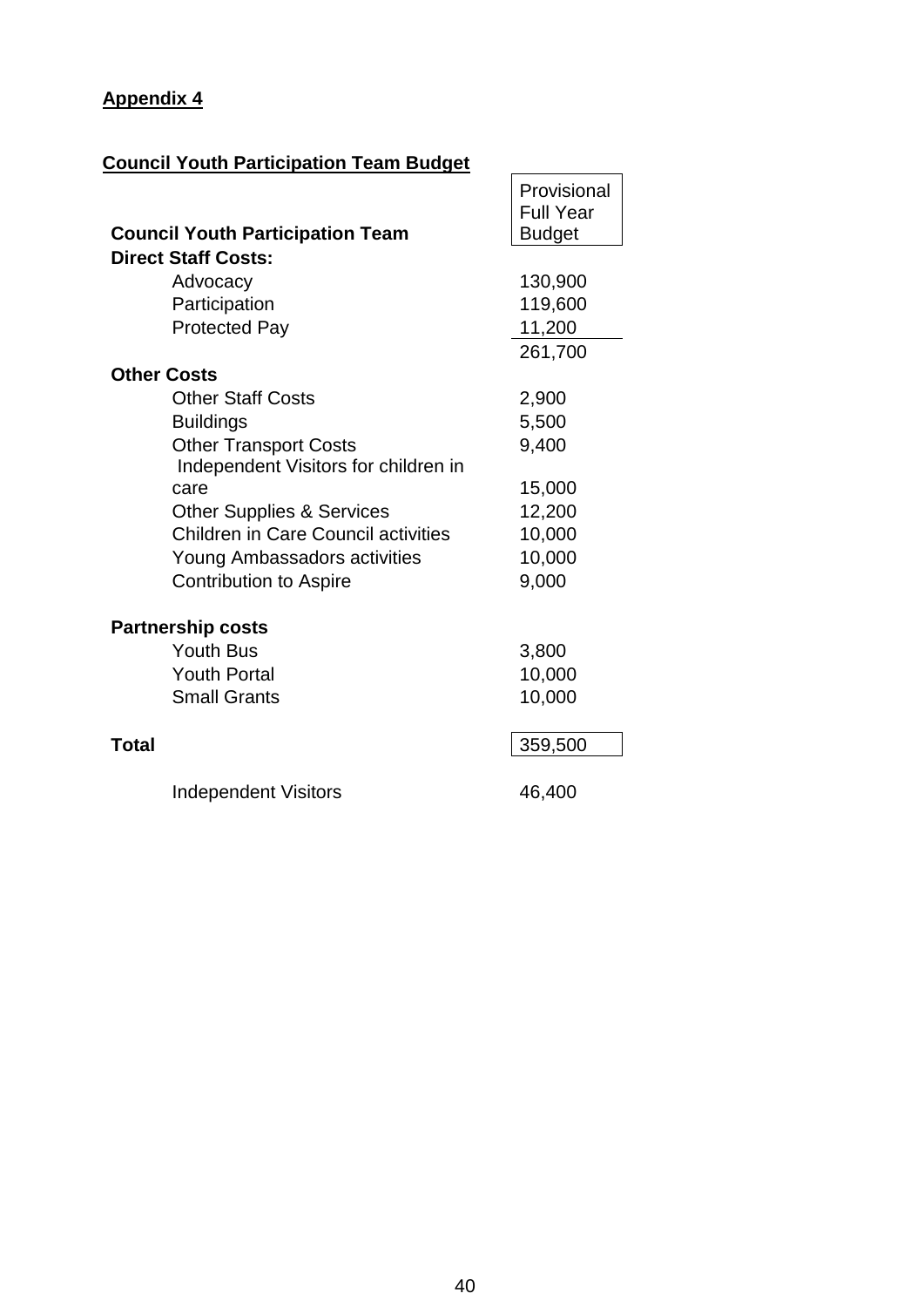**Appendix 4**

**Council Youth Participation Team Budget**

| **Council Youth Participation Team** | Provisional Full Year Budget |
|---|---|
| **Direct Staff Costs:** | |
| Advocacy | 130,900 |
| Participation | 119,600 |
| Protected Pay | 11,200 |
| | 261,700 |
| **Other Costs** | |
| Other Staff Costs | 2,900 |
| Buildings | 5,500 |
| Other Transport Costs | 9,400 |
| Independent Visitors for children in care | 15,000 |
| Other Supplies & Services | 12,200 |
| Children in Care Council activities | 10,000 |
| Young Ambassadors activities | 10,000 |
| Contribution to Aspire | 9,000 |
| **Partnership costs** | |
| Youth Bus | 3,800 |
| Youth Portal | 10,000 |
| Small Grants | 10,000 |
| **Total** | 359,500 |
| Independent Visitors | 46,400 |